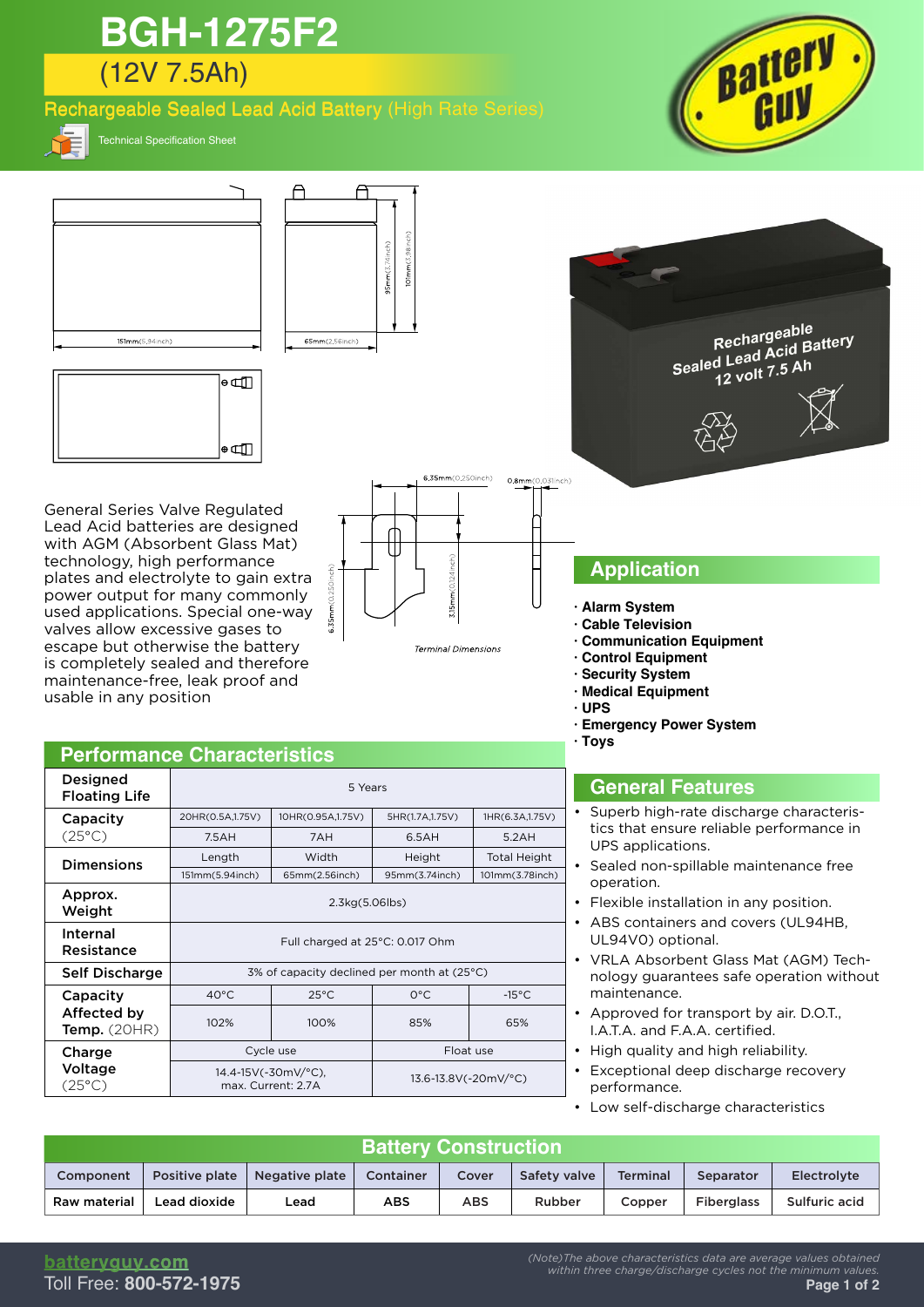# BGH-1275F2

## (12V 7.5Ah)

Rechargeable Sealed Lead Acid Battery (High Rate Series)

Technical Specification Sheet

General Series Valve Regulated Lead Acid batteries are designed with AGM (Absorbent Glass Mat) technology, high performance plates and electrolyte to gain extra power output for many commonly used applications. Special one-way valves allow excessive gases to escape but otherwise the battery is completely sealed and therefore maintenance-free, leak proof and usable in any position

## Performance Characteristics

| Designed Floating Life | 5 Years | | | |
|---|---|---|---|---|
| Capacity (25°C) | 20HR(0.5A,1.75V) | 10HR(0.95A,1.75V) | 5HR(1.7A,1.75V) | 1HR(6.3A,1.75V) |
| | 7.5AH | 7AH | 6.5AH | 5.2AH |
| Dimensions | Length | Width | Height | Total Height |
| | 151mm(5.94inch) | 65mm(2.56inch) | 95mm(3.74inch) | 101mm(3.78inch) |
| Approx. Weight | 2.3kg(5.06lbs) | | | |
| Internal Resistance | Full charged at 25°C: 0.017 Ohm | | | |
| Self Discharge | 3% of capacity declined per month at (25°C) | | | |
| Capacity Affected by Temp. (20HR) | 40°C | 25°C | 0°C | -15°C |
| | 102% | 100% | 85% | 65% |
| Charge Voltage (25°C) | Cycle use | | Float use | |
| | 14.4-15V(-30mV/°C), max. Current: 2.7A | | 13.6-13.8V(-20mV/°C) | |

## Application

- Alarm System
- Cable Television
- Communication Equipment
- Control Equipment
- Security System
- Medical Equipment
- UPS
- Emergency Power System
- Toys

## General Features

- Superb high-rate discharge characteristics that ensure reliable performance in UPS applications.
- Sealed non-spillable maintenance free operation.
- Flexible installation in any position.
- ABS containers and covers (UL94HB, UL94V0) optional.
- VRLA Absorbent Glass Mat (AGM) Technology guarantees safe operation without maintenance.
- Approved for transport by air. D.O.T., I.A.T.A. and F.A.A. certified.
- High quality and high reliability.
- Exceptional deep discharge recovery performance.
- Low self-discharge characteristics

## Battery Construction

| Component | Positive plate | Negative plate | Container | Cover | Safety valve | Terminal | Separator | Electrolyte |
|---|---|---|---|---|---|---|---|---|
| Raw material | Lead dioxide | Lead | ABS | ABS | Rubber | Copper | Fiberglass | Sulfuric acid |

batteryguy.com
Toll Free: **800-572-1975**

*(Note)The above characteristics data are average values obtained within three charge/discharge cycles not the minimum values.*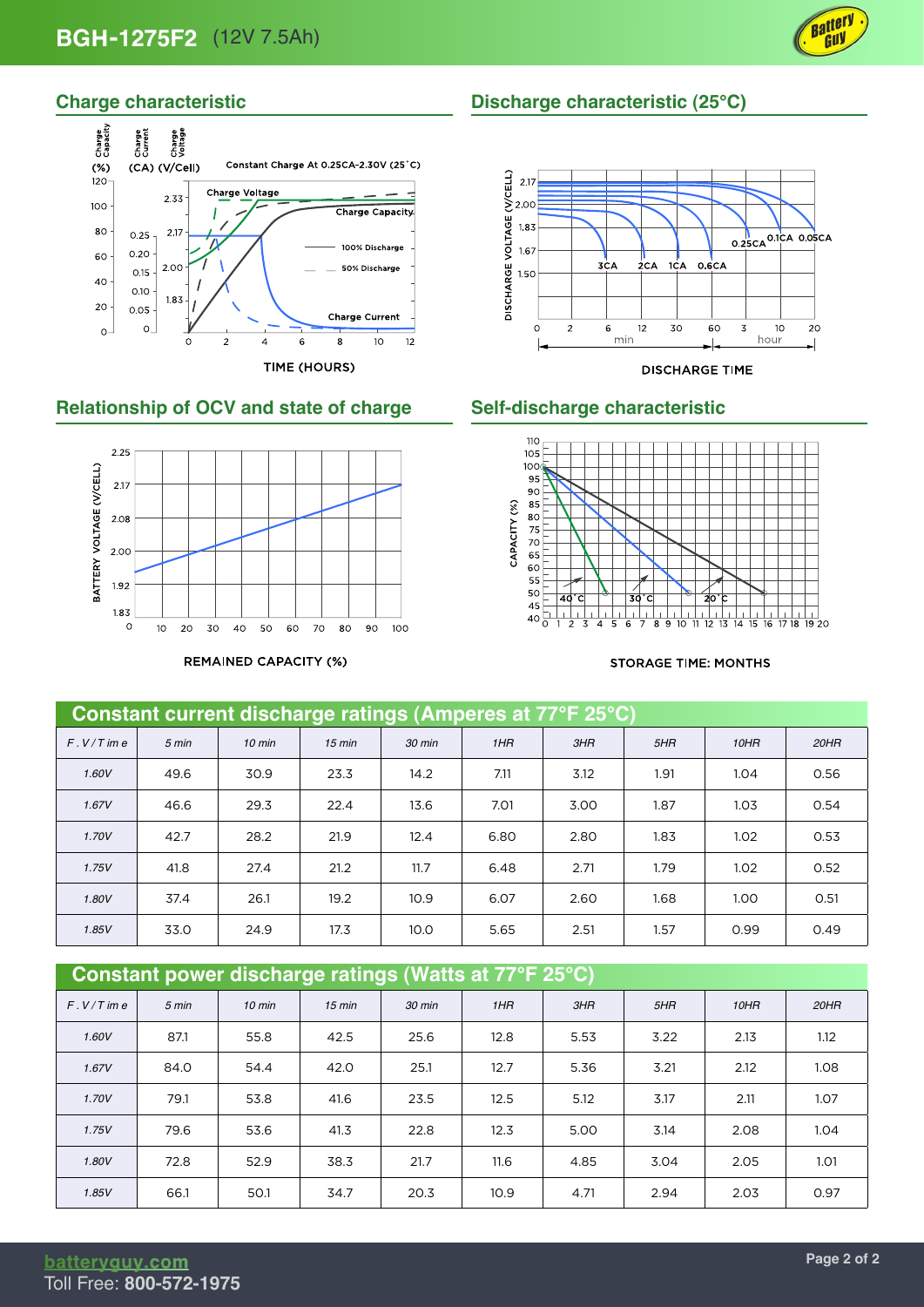# BGH-1275F2 (12V 7.5Ah)

## Charge characteristic

Charge Capacity (%)
Charge Current (CA)
Charge Voltage (V/Cell)

Constant Charge At 0.25CA-2.30V (25˚C)

120
100
80
60
40
20
0

0.25
0.20
0.15
0.10
0.05
0

2.33
2.17
2.00
1.83

Charge Voltage
Charge Capacity
100% Discharge
50% Discharge
Charge Current

0 2 4 6 8 10 12

TIME (HOURS)

## Discharge characteristic (25°C)

DISCHARGE VOLTAGE (V/CELL)

2.17
2.00
1.83
1.67
1.50

3CA 2CA 1CA 0.6CA 0.25CA 0.1CA 0.05CA

0 2 6 12 30 60 3 10 20

min hour

DISCHARGE TIME

## Relationship of OCV and state of charge

BATTERY VOLTAGE (V/CELL)

2.25
2.17
2.08
2.00
1.92
1.83

0 10 20 30 40 50 60 70 80 90 100

REMAINED CAPACITY (%)

## Self-discharge characteristic

CAPACITY (%)

110
105
100
95
90
85
80
75
70
65
60
55
50
45
40

40˚C 30˚C 20˚C

0 1 2 3 4 5 6 7 8 9 10 11 12 13 14 15 16 17 18 19 20

STORAGE TIME: MONTHS

## Constant current discharge ratings (Amperes at 77°F 25°C)

| F.V/Time | 5 min | 10 min | 15 min | 30 min | 1HR | 3HR | 5HR | 10HR | 20HR |
|---|---|---|---|---|---|---|---|---|---|
| 1.60V | 49.6 | 30.9 | 23.3 | 14.2 | 7.11 | 3.12 | 1.91 | 1.04 | 0.56 |
| 1.67V | 46.6 | 29.3 | 22.4 | 13.6 | 7.01 | 3.00 | 1.87 | 1.03 | 0.54 |
| 1.70V | 42.7 | 28.2 | 21.9 | 12.4 | 6.80 | 2.80 | 1.83 | 1.02 | 0.53 |
| 1.75V | 41.8 | 27.4 | 21.2 | 11.7 | 6.48 | 2.71 | 1.79 | 1.02 | 0.52 |
| 1.80V | 37.4 | 26.1 | 19.2 | 10.9 | 6.07 | 2.60 | 1.68 | 1.00 | 0.51 |
| 1.85V | 33.0 | 24.9 | 17.3 | 10.0 | 5.65 | 2.51 | 1.57 | 0.99 | 0.49 |

## Constant power discharge ratings (Watts at 77°F 25°C)

| F.V/Time | 5 min | 10 min | 15 min | 30 min | 1HR | 3HR | 5HR | 10HR | 20HR |
|---|---|---|---|---|---|---|---|---|---|
| 1.60V | 87.1 | 55.8 | 42.5 | 25.6 | 12.8 | 5.53 | 3.22 | 2.13 | 1.12 |
| 1.67V | 84.0 | 54.4 | 42.0 | 25.1 | 12.7 | 5.36 | 3.21 | 2.12 | 1.08 |
| 1.70V | 79.1 | 53.8 | 41.6 | 23.5 | 12.5 | 5.12 | 3.17 | 2.11 | 1.07 |
| 1.75V | 79.6 | 53.6 | 41.3 | 22.8 | 12.3 | 5.00 | 3.14 | 2.08 | 1.04 |
| 1.80V | 72.8 | 52.9 | 38.3 | 21.7 | 11.6 | 4.85 | 3.04 | 2.05 | 1.01 |
| 1.85V | 66.1 | 50.1 | 34.7 | 20.3 | 10.9 | 4.71 | 2.94 | 2.03 | 0.97 |

batteryguy.com
Toll Free: **800-572-1975**